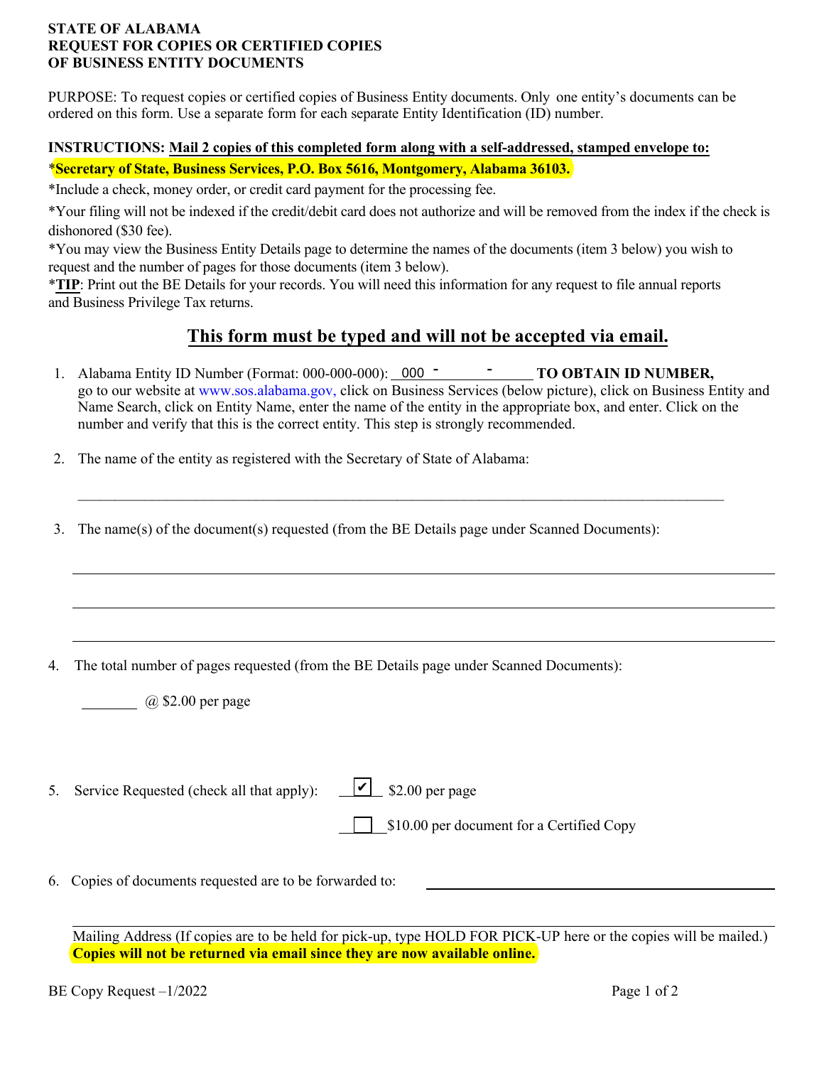**STATE OF ALABAMA**
**REQUEST FOR COPIES OR CERTIFIED COPIES**
**OF BUSINESS ENTITY DOCUMENTS**

PURPOSE: To request copies or certified copies of Business Entity documents. Only one entity's documents can be ordered on this form. Use a separate form for each separate Entity Identification (ID) number.

**INSTRUCTIONS: Mail 2 copies of this completed form along with a self-addressed, stamped envelope to:**

*__Secretary of State, Business Services, P.O. Box 5616, Montgomery, Alabama 36103.__

*Include a check, money order, or credit card payment for the processing fee.

*Your filing will not be indexed if the credit/debit card does not authorize and will be removed from the index if the check is dishonored ($30 fee).

*You may view the Business Entity Details page to determine the names of the documents (item 3 below) you wish to request and the number of pages for those documents (item 3 below).

***TIP**: Print out the BE Details for your records. You will need this information for any request to file annual reports and Business Privilege Tax returns.

## This form must be typed and will not be accepted via email.

1. Alabama Entity ID Number (Format: 000-000-000): 000 - ______ - ______ **TO OBTAIN ID NUMBER,** go to our website at www.sos.alabama.gov, click on Business Services (below picture), click on Business Entity and Name Search, click on Entity Name, enter the name of the entity in the appropriate box, and enter. Click on the number and verify that this is the correct entity. This step is strongly recommended.

2. The name of the entity as registered with the Secretary of State of Alabama:

   ______________________________________________________________

3. The name(s) of the document(s) requested (from the BE Details page under Scanned Documents):

   ______________________________________________________________

   ______________________________________________________________

   ______________________________________________________________

4. The total number of pages requested (from the BE Details page under Scanned Documents):

   ________ @ $2.00 per page

5. Service Requested (check all that apply):
   - ☑ $2.00 per page
   - ☐ $10.00 per document for a Certified Copy

6. Copies of documents requested are to be forwarded to: ______________________________

   ______________________________________________________________

   Mailing Address (If copies are to be held for pick-up, type HOLD FOR PICK-UP here or the copies will be mailed.)
   **Copies will not be returned via email since they are now available online.**

BE Copy Request –1/2022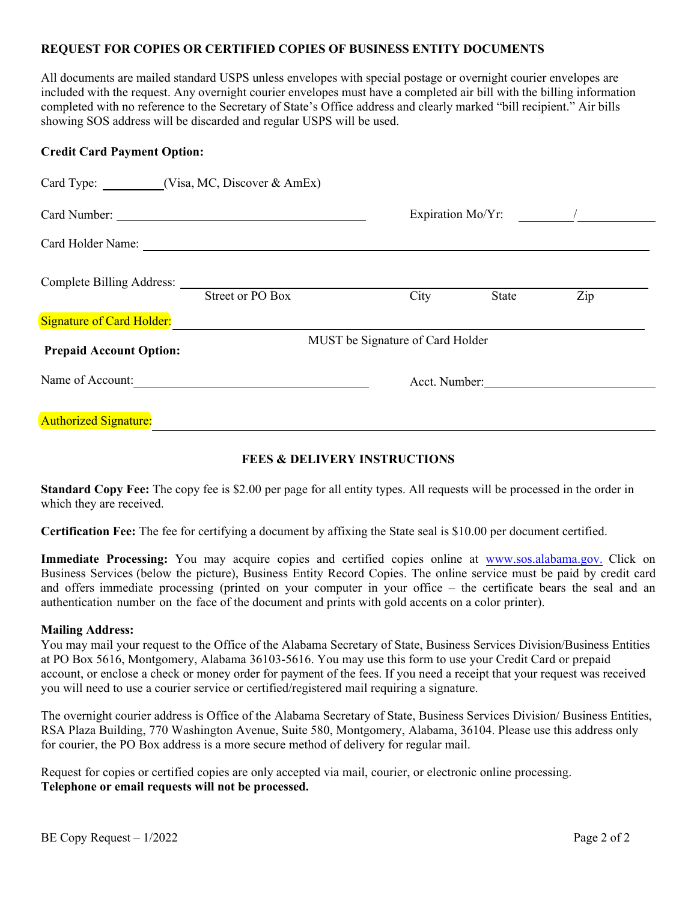**REQUEST FOR COPIES OR CERTIFIED COPIES OF BUSINESS ENTITY DOCUMENTS**

All documents are mailed standard USPS unless envelopes with special postage or overnight courier envelopes are included with the request. Any overnight courier envelopes must have a completed air bill with the billing information completed with no reference to the Secretary of State's Office address and clearly marked "bill recipient." Air bills showing SOS address will be discarded and regular USPS will be used.

**Credit Card Payment Option:**

Card Type: __________ (Visa, MC, Discover & AmEx)

Card Number: ______________________________________ Expiration Mo/Yr: ________ / ___________

Card Holder Name: ____________________________________________________________________

Complete Billing Address: ______________________________________________________________
Street or PO Box City State Zip

Signature of Card Holder: _______________________________________________________________
MUST be Signature of Card Holder

**Prepaid Account Option:**

Name of Account: ___________________________________ Acct. Number: ________________________

Authorized Signature: __________________________________________________________________

**FEES & DELIVERY INSTRUCTIONS**

**Standard Copy Fee:** The copy fee is $2.00 per page for all entity types. All requests will be processed in the order in which they are received.

**Certification Fee:** The fee for certifying a document by affixing the State seal is $10.00 per document certified.

**Immediate Processing:** You may acquire copies and certified copies online at www.sos.alabama.gov. Click on Business Services (below the picture), Business Entity Record Copies. The online service must be paid by credit card and offers immediate processing (printed on your computer in your office – the certificate bears the seal and an authentication number on the face of the document and prints with gold accents on a color printer).

**Mailing Address:**
You may mail your request to the Office of the Alabama Secretary of State, Business Services Division/Business Entities at PO Box 5616, Montgomery, Alabama 36103-5616. You may use this form to use your Credit Card or prepaid account, or enclose a check or money order for payment of the fees. If you need a receipt that your request was received you will need to use a courier service or certified/registered mail requiring a signature.

The overnight courier address is Office of the Alabama Secretary of State, Business Services Division/ Business Entities, RSA Plaza Building, 770 Washington Avenue, Suite 580, Montgomery, Alabama, 36104. Please use this address only for courier, the PO Box address is a more secure method of delivery for regular mail.

Request for copies or certified copies are only accepted via mail, courier, or electronic online processing.
**Telephone or email requests will not be processed.**

BE Copy Request – 1/2022